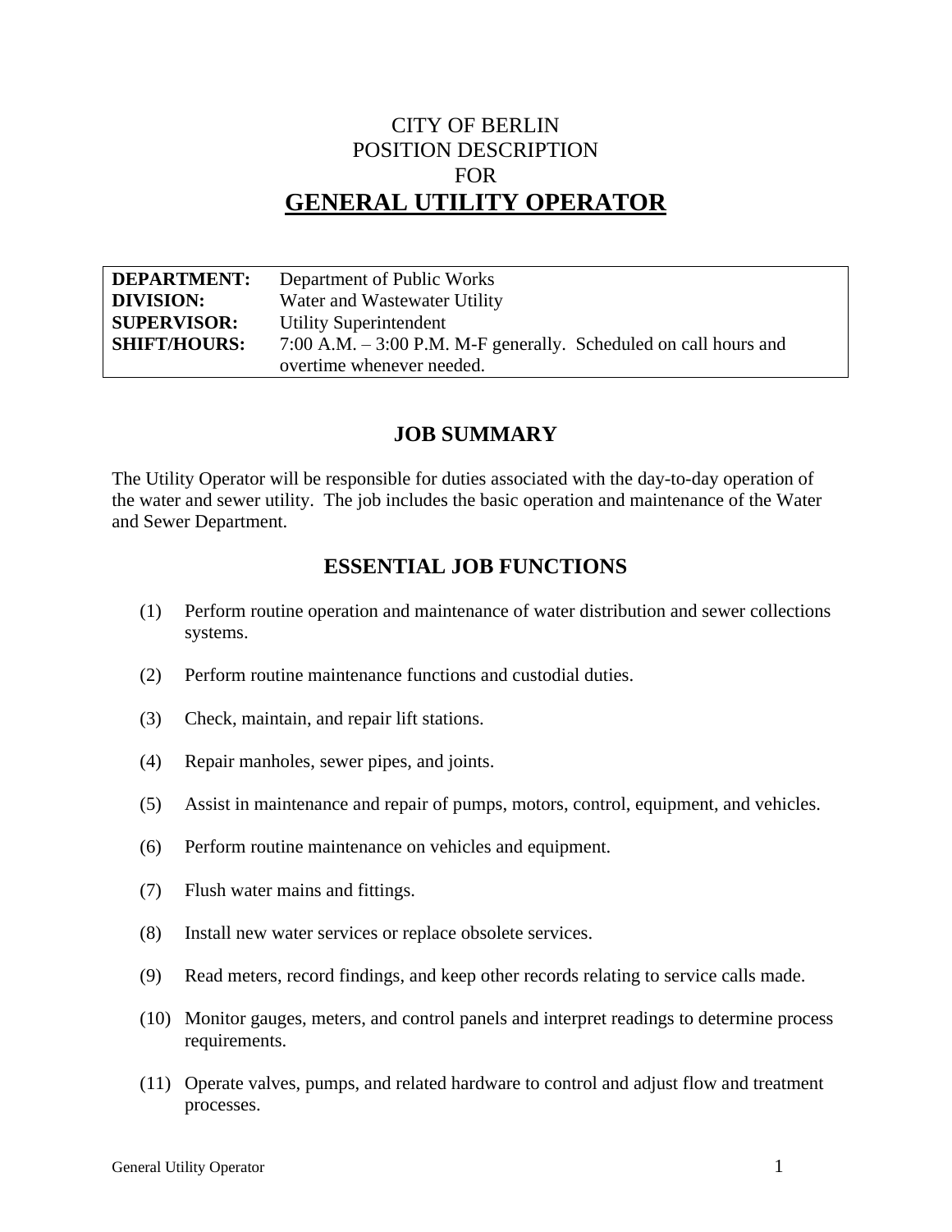# CITY OF BERLIN
# POSITION DESCRIPTION
# FOR
# GENERAL UTILITY OPERATOR

| | |
|---|---|
| **DEPARTMENT:** | Department of Public Works |
| **DIVISION:** | Water and Wastewater Utility |
| **SUPERVISOR:** | Utility Superintendent |
| **SHIFT/HOURS:** | 7:00 A.M. – 3:00 P.M. M-F generally. Scheduled on call hours and overtime whenever needed. |

## JOB SUMMARY

The Utility Operator will be responsible for duties associated with the day-to-day operation of the water and sewer utility. The job includes the basic operation and maintenance of the Water and Sewer Department.

## ESSENTIAL JOB FUNCTIONS

(1) Perform routine operation and maintenance of water distribution and sewer collections systems.

(2) Perform routine maintenance functions and custodial duties.

(3) Check, maintain, and repair lift stations.

(4) Repair manholes, sewer pipes, and joints.

(5) Assist in maintenance and repair of pumps, motors, control, equipment, and vehicles.

(6) Perform routine maintenance on vehicles and equipment.

(7) Flush water mains and fittings.

(8) Install new water services or replace obsolete services.

(9) Read meters, record findings, and keep other records relating to service calls made.

(10) Monitor gauges, meters, and control panels and interpret readings to determine process requirements.

(11) Operate valves, pumps, and related hardware to control and adjust flow and treatment processes.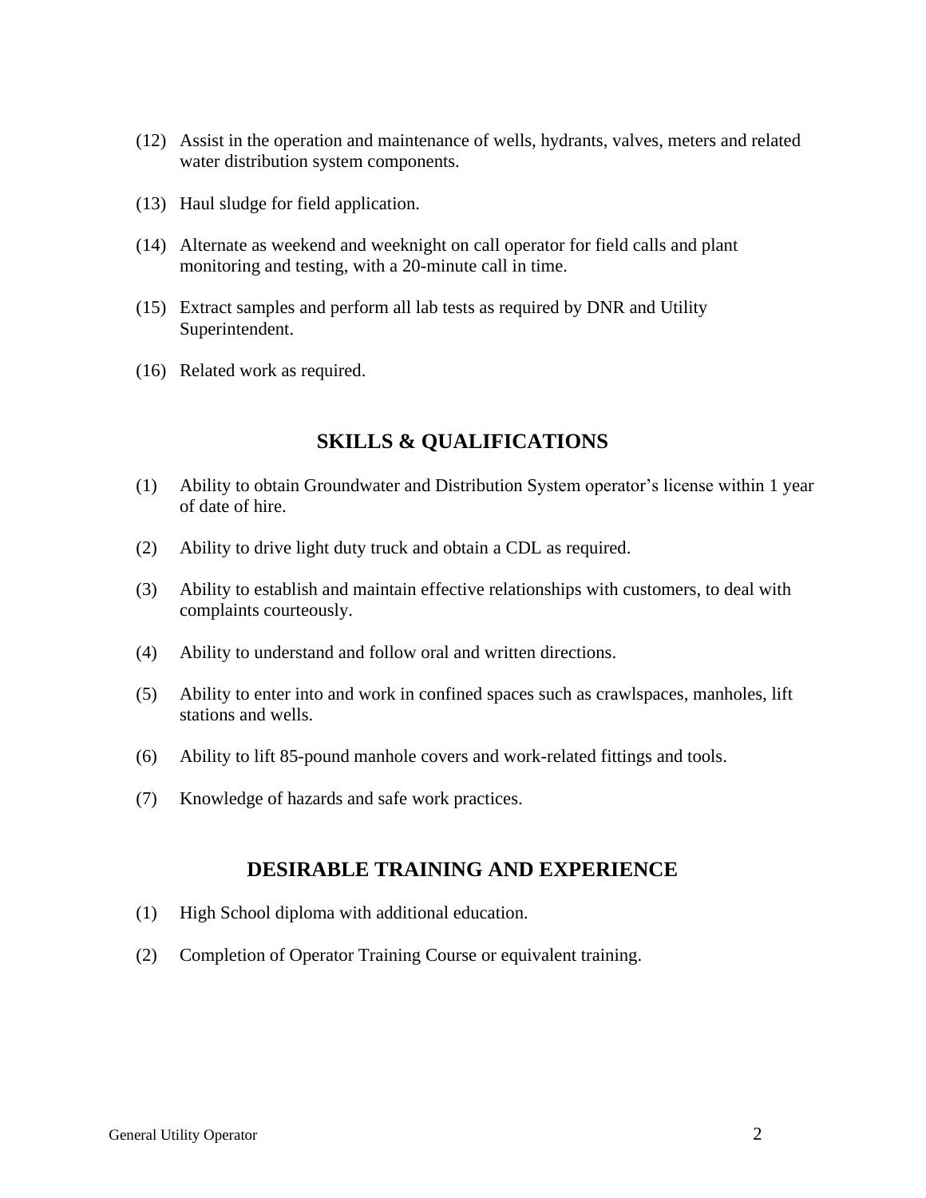(12) Assist in the operation and maintenance of wells, hydrants, valves, meters and related water distribution system components.

(13) Haul sludge for field application.

(14) Alternate as weekend and weeknight on call operator for field calls and plant monitoring and testing, with a 20-minute call in time.

(15) Extract samples and perform all lab tests as required by DNR and Utility Superintendent.

(16) Related work as required.

## SKILLS & QUALIFICATIONS

(1) Ability to obtain Groundwater and Distribution System operator's license within 1 year of date of hire.

(2) Ability to drive light duty truck and obtain a CDL as required.

(3) Ability to establish and maintain effective relationships with customers, to deal with complaints courteously.

(4) Ability to understand and follow oral and written directions.

(5) Ability to enter into and work in confined spaces such as crawlspaces, manholes, lift stations and wells.

(6) Ability to lift 85-pound manhole covers and work-related fittings and tools.

(7) Knowledge of hazards and safe work practices.

## DESIRABLE TRAINING AND EXPERIENCE

(1) High School diploma with additional education.

(2) Completion of Operator Training Course or equivalent training.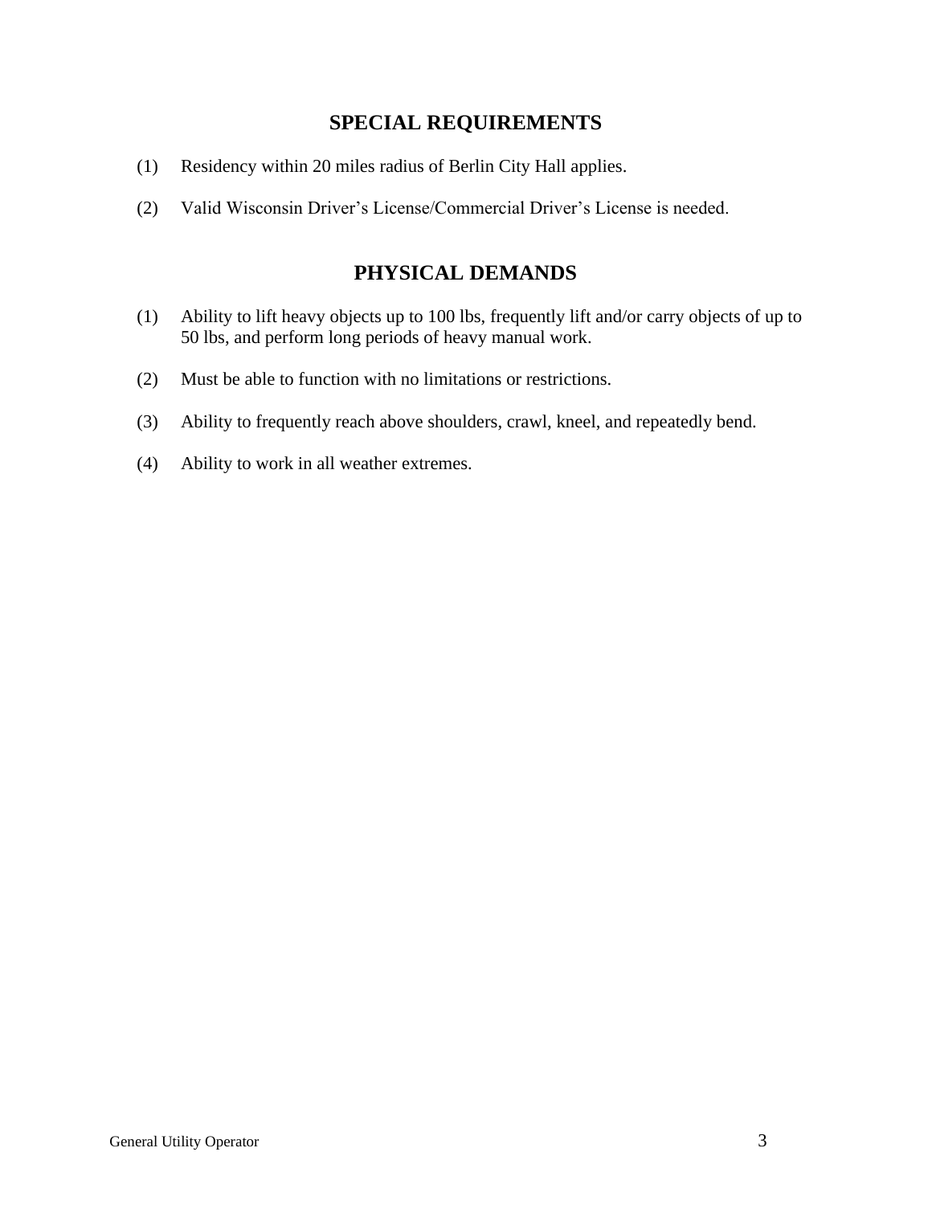## SPECIAL REQUIREMENTS

(1) Residency within 20 miles radius of Berlin City Hall applies.

(2) Valid Wisconsin Driver's License/Commercial Driver's License is needed.

## PHYSICAL DEMANDS

(1) Ability to lift heavy objects up to 100 lbs, frequently lift and/or carry objects of up to 50 lbs, and perform long periods of heavy manual work.

(2) Must be able to function with no limitations or restrictions.

(3) Ability to frequently reach above shoulders, crawl, kneel, and repeatedly bend.

(4) Ability to work in all weather extremes.